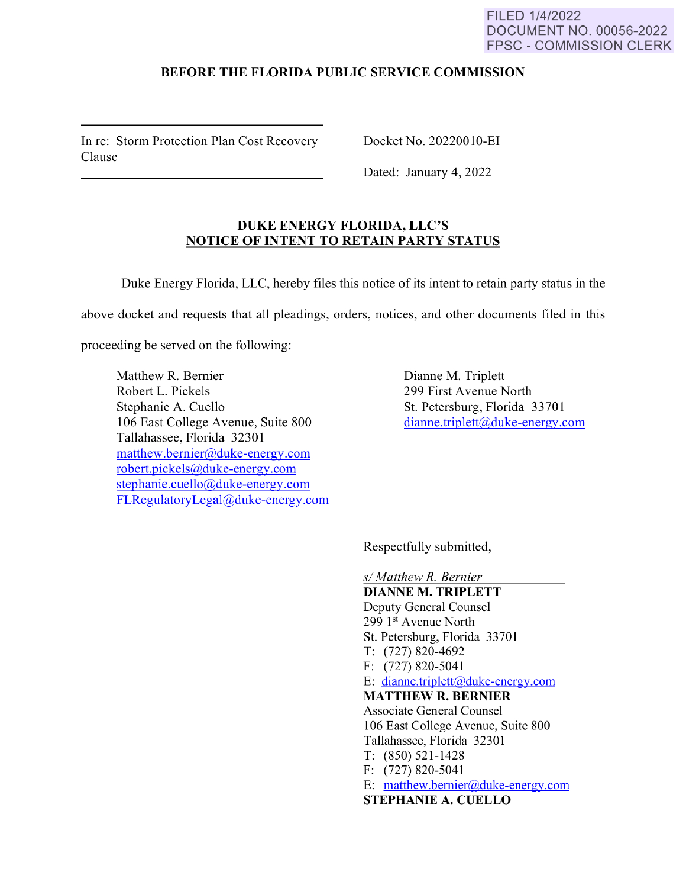FILED 1/4/2022
DOCUMENT NO. 00056-2022
FPSC - COMMISSION CLERK

**BEFORE THE FLORIDA PUBLIC SERVICE COMMISSION**

In re: Storm Protection Plan Cost Recovery Clause

Docket No. 20220010-EI

Dated: January 4, 2022

## DUKE ENERGY FLORIDA, LLC'S NOTICE OF INTENT TO RETAIN PARTY STATUS

Duke Energy Florida, LLC, hereby files this notice of its intent to retain party status in the above docket and requests that all pleadings, orders, notices, and other documents filed in this proceeding be served on the following:

Matthew R. Bernier
Robert L. Pickels
Stephanie A. Cuello
106 East College Avenue, Suite 800
Tallahassee, Florida 32301
matthew.bernier@duke-energy.com
robert.pickels@duke-energy.com
stephanie.cuello@duke-energy.com
FLRegulatoryLegal@duke-energy.com

Dianne M. Triplett
299 First Avenue North
St. Petersburg, Florida 33701
dianne.triplett@duke-energy.com

Respectfully submitted,

*s/ Matthew R. Bernier*

**DIANNE M. TRIPLETT**
Deputy General Counsel
299 1st Avenue North
St. Petersburg, Florida 33701
T: (727) 820-4692
F: (727) 820-5041
E: dianne.triplett@duke-energy.com

**MATTHEW R. BERNIER**
Associate General Counsel
106 East College Avenue, Suite 800
Tallahassee, Florida 32301
T: (850) 521-1428
F: (727) 820-5041
E: matthew.bernier@duke-energy.com

**STEPHANIE A. CUELLO**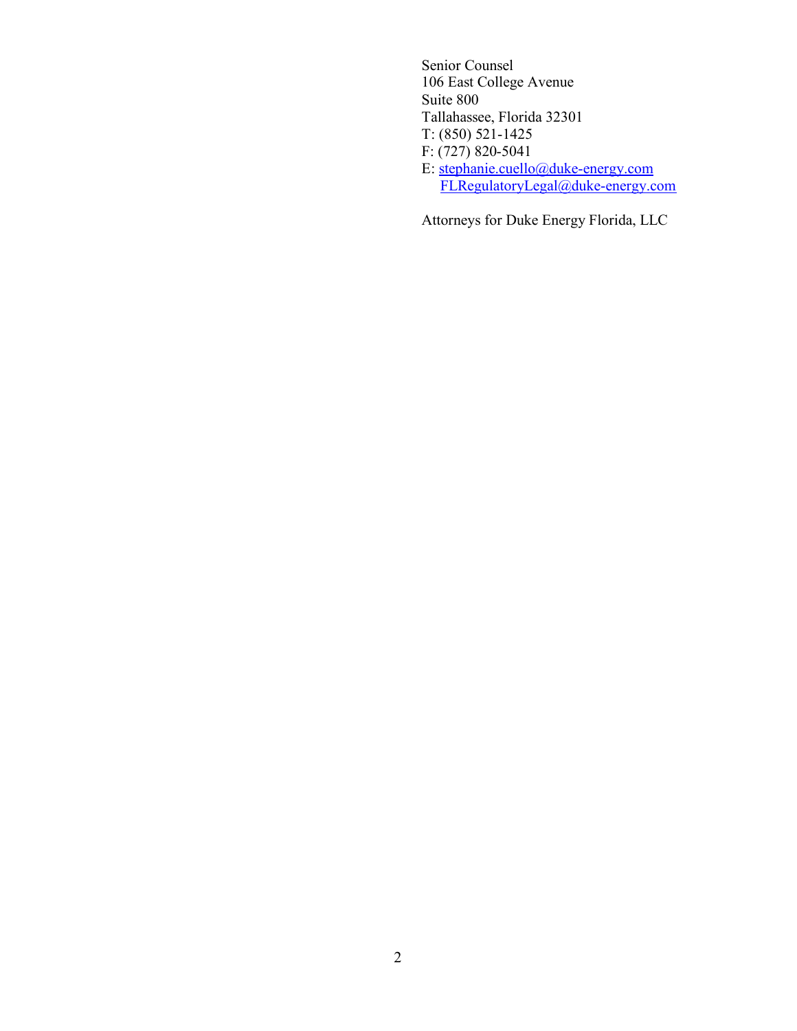Senior Counsel
106 East College Avenue
Suite 800
Tallahassee, Florida 32301
T: (850) 521-1425
F: (727) 820-5041
E: stephanie.cuello@duke-energy.com
FLRegulatoryLegal@duke-energy.com

Attorneys for Duke Energy Florida, LLC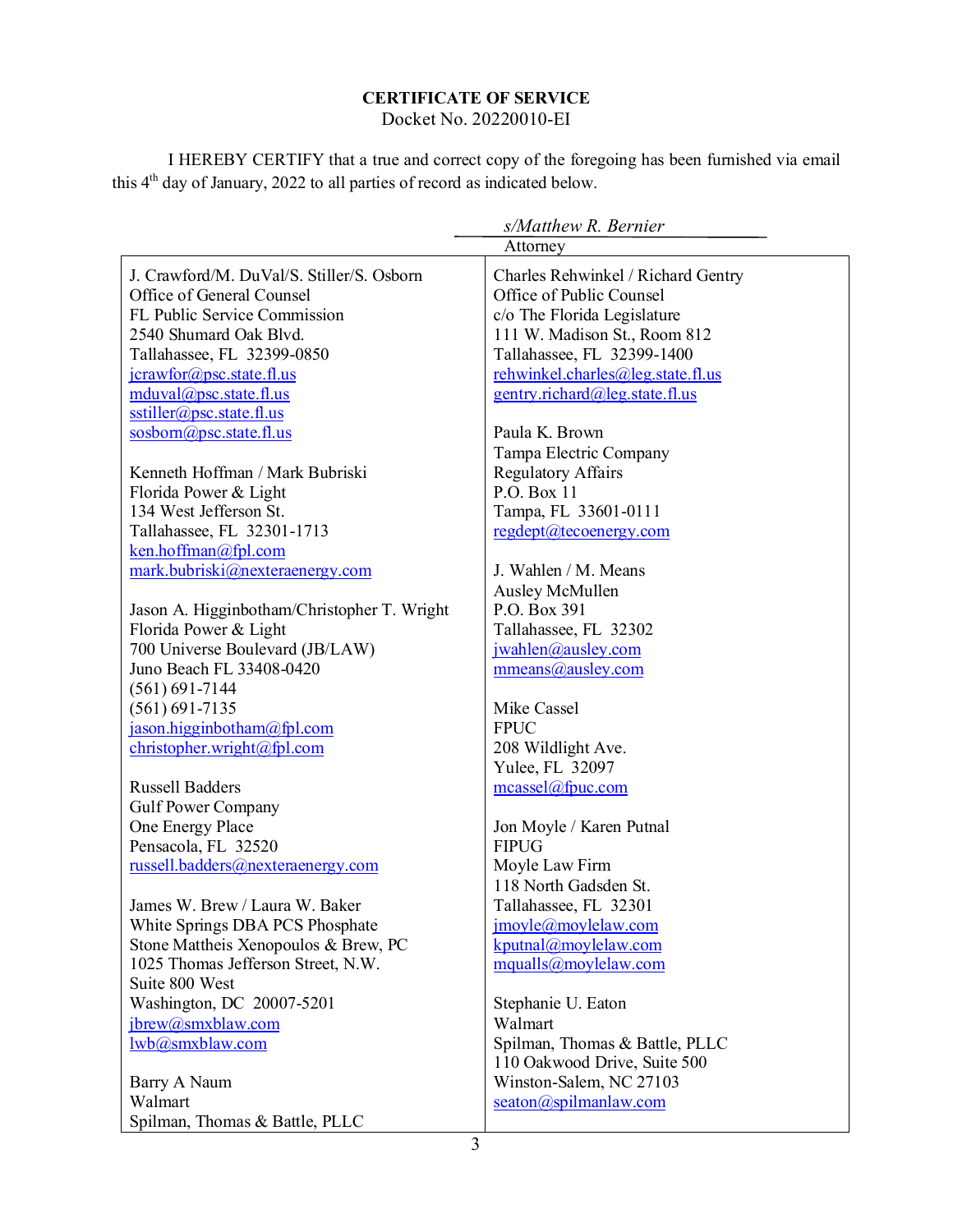**CERTIFICATE OF SERVICE**
Docket No. 20220010-EI

I HEREBY CERTIFY that a true and correct copy of the foregoing has been furnished via email this 4th day of January, 2022 to all parties of record as indicated below.

*s/Matthew R. Bernier*
Attorney

J. Crawford/M. DuVal/S. Stiller/S. Osborn
Office of General Counsel
FL Public Service Commission
2540 Shumard Oak Blvd.
Tallahassee, FL 32399-0850
jcrawfor@psc.state.fl.us
mduval@psc.state.fl.us
sstiller@psc.state.fl.us
sosborn@psc.state.fl.us

Kenneth Hoffman / Mark Bubriski
Florida Power & Light
134 West Jefferson St.
Tallahassee, FL 32301-1713
ken.hoffman@fpl.com
mark.bubriski@nexteraenergy.com

Jason A. Higginbotham/Christopher T. Wright
Florida Power & Light
700 Universe Boulevard (JB/LAW)
Juno Beach FL 33408-0420
(561) 691-7144
(561) 691-7135
jason.higginbotham@fpl.com
christopher.wright@fpl.com

Russell Badders
Gulf Power Company
One Energy Place
Pensacola, FL 32520
russell.badders@nexteraenergy.com

James W. Brew / Laura W. Baker
White Springs DBA PCS Phosphate
Stone Mattheis Xenopoulos & Brew, PC
1025 Thomas Jefferson Street, N.W.
Suite 800 West
Washington, DC 20007-5201
jbrew@smxblaw.com
lwb@smxblaw.com

Barry A Naum
Walmart
Spilman, Thomas & Battle, PLLC

Charles Rehwinkel / Richard Gentry
Office of Public Counsel
c/o The Florida Legislature
111 W. Madison St., Room 812
Tallahassee, FL 32399-1400
rehwinkel.charles@leg.state.fl.us
gentry.richard@leg.state.fl.us

Paula K. Brown
Tampa Electric Company
Regulatory Affairs
P.O. Box 11
Tampa, FL 33601-0111
regdept@tecoenergy.com

J. Wahlen / M. Means
Ausley McMullen
P.O. Box 391
Tallahassee, FL 32302
jwahlen@ausley.com
mmeans@ausley.com

Mike Cassel
FPUC
208 Wildlight Ave.
Yulee, FL 32097
mcassel@fpuc.com

Jon Moyle / Karen Putnal
FIPUG
Moyle Law Firm
118 North Gadsden St.
Tallahassee, FL 32301
jmoyle@moylelaw.com
kputnal@moylelaw.com
mqualls@moylelaw.com

Stephanie U. Eaton
Walmart
Spilman, Thomas & Battle, PLLC
110 Oakwood Drive, Suite 500
Winston-Salem, NC 27103
seaton@spilmanlaw.com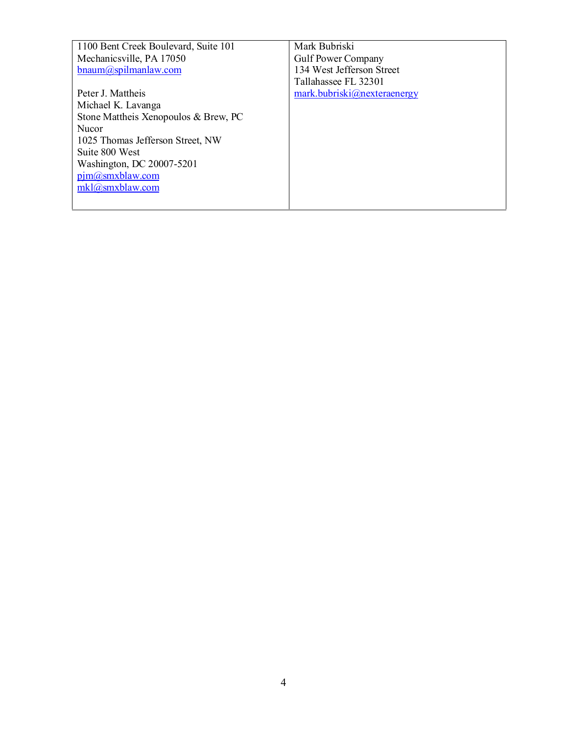| | |
|---|---|
| 1100 Bent Creek Boulevard, Suite 101<br>Mechanicsville, PA 17050<br>bnaum@spilmanlaw.com<br><br>Peter J. Mattheis<br>Michael K. Lavanga<br>Stone Mattheis Xenopoulos & Brew, PC<br>Nucor<br>1025 Thomas Jefferson Street, NW<br>Suite 800 West<br>Washington, DC 20007-5201<br>pjm@smxblaw.com<br>mkl@smxblaw.com | Mark Bubriski<br>Gulf Power Company<br>134 West Jefferson Street<br>Tallahassee FL 32301<br>mark.bubriski@nexteraenergy |